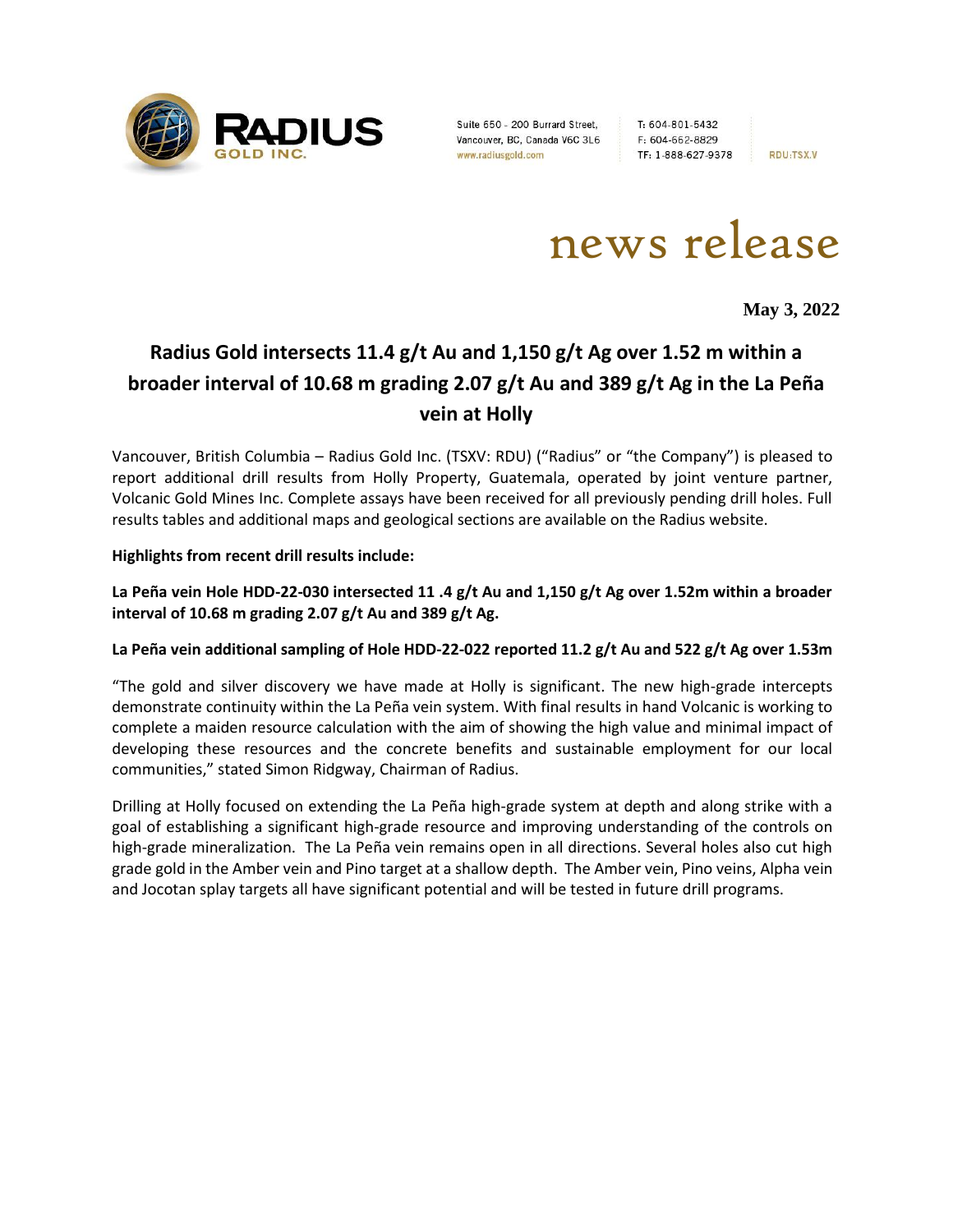Suite 650 - 200 Burrard Street, Vancouver, BC, Canada V6C 3L6
www.radiusgold.com

T: 604-801-5432
F: 604-662-8829
TF: 1-888-627-9378

RDU:TSX.V

news release

**May 3, 2022**

# Radius Gold intersects 11.4 g/t Au and 1,150 g/t Ag over 1.52 m within a broader interval of 10.68 m grading 2.07 g/t Au and 389 g/t Ag in the La Peña vein at Holly

Vancouver, British Columbia – Radius Gold Inc. (TSXV: RDU) ("Radius" or "the Company") is pleased to report additional drill results from Holly Property, Guatemala, operated by joint venture partner, Volcanic Gold Mines Inc. Complete assays have been received for all previously pending drill holes. Full results tables and additional maps and geological sections are available on the Radius website.

**Highlights from recent drill results include:**

**La Peña vein Hole HDD-22-030 intersected 11 .4 g/t Au and 1,150 g/t Ag over 1.52m within a broader interval of 10.68 m grading 2.07 g/t Au and 389 g/t Ag.**

**La Peña vein additional sampling of Hole HDD-22-022 reported 11.2 g/t Au and 522 g/t Ag over 1.53m**

"The gold and silver discovery we have made at Holly is significant. The new high-grade intercepts demonstrate continuity within the La Peña vein system. With final results in hand Volcanic is working to complete a maiden resource calculation with the aim of showing the high value and minimal impact of developing these resources and the concrete benefits and sustainable employment for our local communities," stated Simon Ridgway, Chairman of Radius.

Drilling at Holly focused on extending the La Peña high-grade system at depth and along strike with a goal of establishing a significant high-grade resource and improving understanding of the controls on high-grade mineralization. The La Peña vein remains open in all directions. Several holes also cut high grade gold in the Amber vein and Pino target at a shallow depth. The Amber vein, Pino veins, Alpha vein and Jocotan splay targets all have significant potential and will be tested in future drill programs.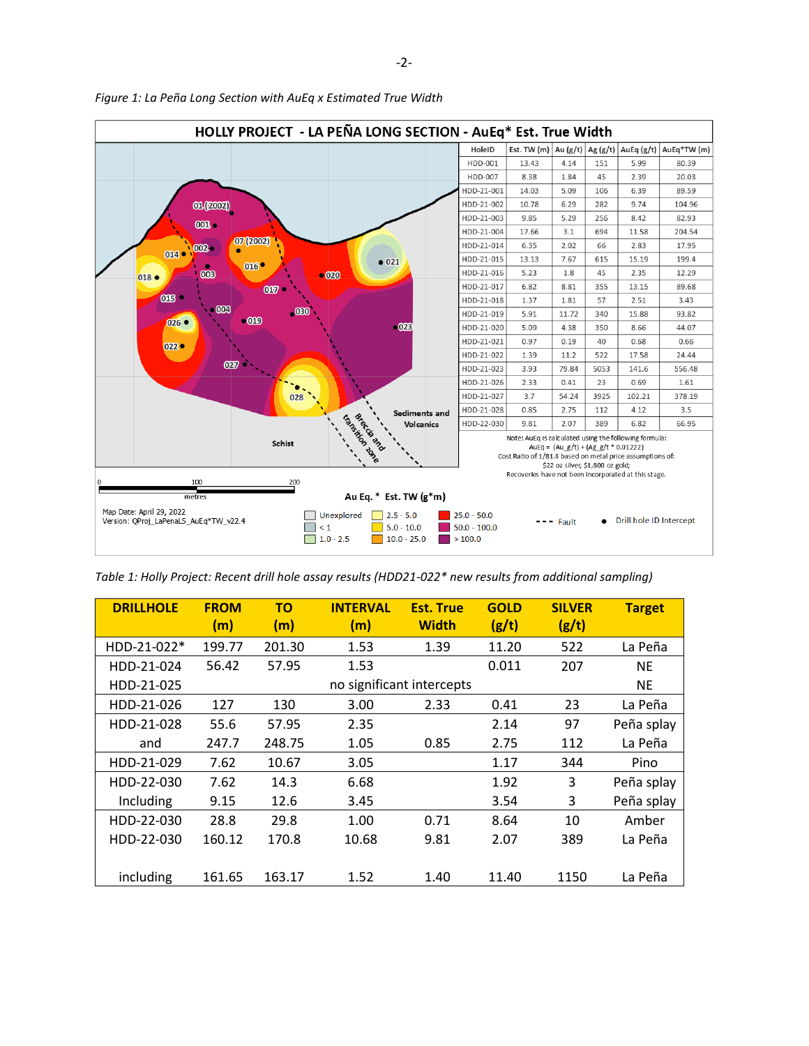*Figure 1: La Peña Long Section with AuEq x Estimated True Width*

**HOLLY PROJECT - LA PEÑA LONG SECTION - AuEq* Est. True Width**

| HoleID | Est. TW (m) | Au (g/t) | Ag (g/t) | AuEq (g/t) | AuEq*TW (m) |
|---|---|---|---|---|---|
| HDD-001 | 13.43 | 4.14 | 151 | 5.99 | 80.39 |
| HDD-007 | 8.38 | 1.84 | 45 | 2.39 | 20.03 |
| HDD-21-001 | 14.03 | 5.09 | 106 | 6.39 | 89.59 |
| HDD-21-002 | 10.78 | 6.29 | 282 | 9.74 | 104.96 |
| HDD-21-003 | 9.85 | 5.29 | 256 | 8.42 | 82.93 |
| HDD-21-004 | 17.66 | 3.1 | 694 | 11.58 | 204.54 |
| HDD-21-014 | 6.35 | 2.02 | 66 | 2.83 | 17.95 |
| HDD-21-015 | 13.13 | 7.67 | 615 | 15.19 | 199.4 |
| HDD-21-016 | 5.23 | 1.8 | 45 | 2.35 | 12.29 |
| HDD-21-017 | 6.82 | 8.81 | 355 | 13.15 | 89.68 |
| HDD-21-018 | 1.37 | 1.81 | 57 | 2.51 | 3.43 |
| HDD-21-019 | 5.91 | 11.72 | 340 | 15.88 | 93.82 |
| HDD-21-020 | 5.09 | 4.38 | 350 | 8.66 | 44.07 |
| HDD-21-021 | 0.97 | 0.19 | 40 | 0.68 | 0.66 |
| HDD-21-022 | 1.39 | 11.2 | 522 | 17.58 | 24.44 |
| HDD-21-023 | 3.93 | 79.84 | 5053 | 141.6 | 556.48 |
| HDD-21-026 | 2.33 | 0.41 | 23 | 0.69 | 1.61 |
| HDD-21-027 | 3.7 | 54.24 | 3925 | 102.21 | 378.19 |
| HDD-21-028 | 0.85 | 2.75 | 112 | 4.12 | 3.5 |
| HDD-22-030 | 9.81 | 2.07 | 389 | 6.82 | 66.95 |

Note: AuEq is calculated using the following formula:
AuEq = (Au_g/t) + (Ag_g/t * 0.01222)
Cost Ratio of 1/81.8 based on metal price assumptions of: $22 oz silver, $1,800 oz gold;
Recoveries have not been incorporated at this stage.

Map Date: April 29, 2022
Version: QProj_LaPenaLS_AuEq*TW_v22.4

Au Eq. * Est. TW (g*m): Unexplored; < 1; 1.0 - 2.5; 2.5 - 5.0; 5.0 - 10.0; 10.0 - 25.0; 25.0 - 50.0; 50.0 - 100.0; > 100.0

*Table 1: Holly Project: Recent drill hole assay results (HDD21-022* new results from additional sampling)*

| DRILLHOLE | FROM (m) | TO (m) | INTERVAL (m) | Est. True Width | GOLD (g/t) | SILVER (g/t) | Target |
|---|---|---|---|---|---|---|---|
| HDD-21-022* | 199.77 | 201.30 | 1.53 | 1.39 | 11.20 | 522 | La Peña |
| HDD-21-024 | 56.42 | 57.95 | 1.53 | | 0.011 | 207 | NE |
| HDD-21-025 | | | no significant intercepts | | | | NE |
| HDD-21-026 | 127 | 130 | 3.00 | 2.33 | 0.41 | 23 | La Peña |
| HDD-21-028 | 55.6 | 57.95 | 2.35 | | 2.14 | 97 | Peña splay |
| and | 247.7 | 248.75 | 1.05 | 0.85 | 2.75 | 112 | La Peña |
| HDD-21-029 | 7.62 | 10.67 | 3.05 | | 1.17 | 344 | Pino |
| HDD-22-030 | 7.62 | 14.3 | 6.68 | | 1.92 | 3 | Peña splay |
| Including | 9.15 | 12.6 | 3.45 | | 3.54 | 3 | Peña splay |
| HDD-22-030 | 28.8 | 29.8 | 1.00 | 0.71 | 8.64 | 10 | Amber |
| HDD-22-030 | 160.12 | 170.8 | 10.68 | 9.81 | 2.07 | 389 | La Peña |
| including | 161.65 | 163.17 | 1.52 | 1.40 | 11.40 | 1150 | La Peña |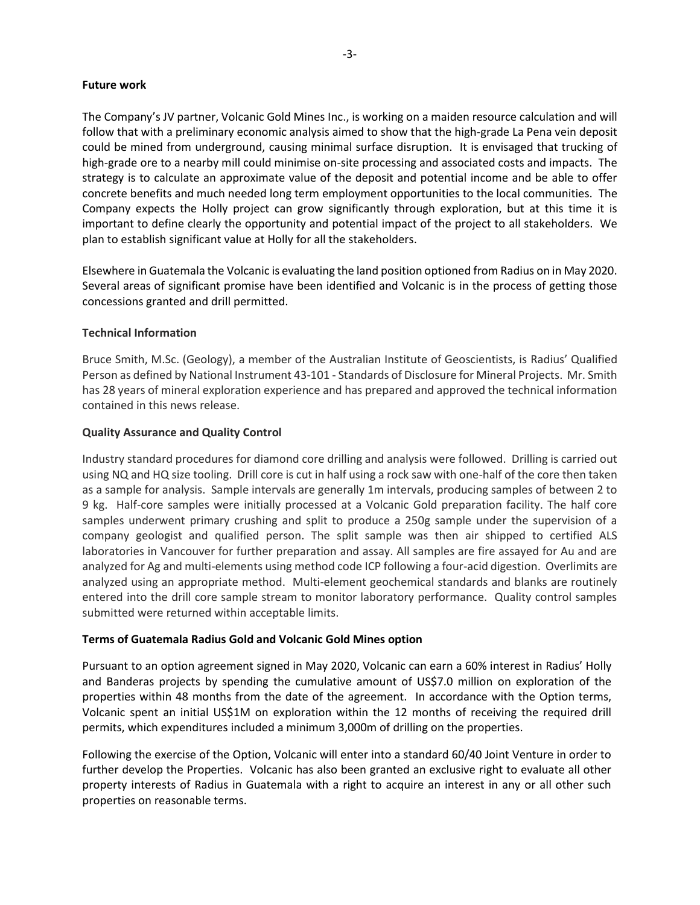### Future work

The Company's JV partner, Volcanic Gold Mines Inc., is working on a maiden resource calculation and will follow that with a preliminary economic analysis aimed to show that the high-grade La Pena vein deposit could be mined from underground, causing minimal surface disruption. It is envisaged that trucking of high-grade ore to a nearby mill could minimise on-site processing and associated costs and impacts. The strategy is to calculate an approximate value of the deposit and potential income and be able to offer concrete benefits and much needed long term employment opportunities to the local communities. The Company expects the Holly project can grow significantly through exploration, but at this time it is important to define clearly the opportunity and potential impact of the project to all stakeholders. We plan to establish significant value at Holly for all the stakeholders.

Elsewhere in Guatemala the Volcanic is evaluating the land position optioned from Radius on in May 2020. Several areas of significant promise have been identified and Volcanic is in the process of getting those concessions granted and drill permitted.

### Technical Information

Bruce Smith, M.Sc. (Geology), a member of the Australian Institute of Geoscientists, is Radius' Qualified Person as defined by National Instrument 43-101 - Standards of Disclosure for Mineral Projects. Mr. Smith has 28 years of mineral exploration experience and has prepared and approved the technical information contained in this news release.

### Quality Assurance and Quality Control

Industry standard procedures for diamond core drilling and analysis were followed. Drilling is carried out using NQ and HQ size tooling. Drill core is cut in half using a rock saw with one-half of the core then taken as a sample for analysis. Sample intervals are generally 1m intervals, producing samples of between 2 to 9 kg. Half-core samples were initially processed at a Volcanic Gold preparation facility. The half core samples underwent primary crushing and split to produce a 250g sample under the supervision of a company geologist and qualified person. The split sample was then air shipped to certified ALS laboratories in Vancouver for further preparation and assay. All samples are fire assayed for Au and are analyzed for Ag and multi-elements using method code ICP following a four-acid digestion. Overlimits are analyzed using an appropriate method. Multi-element geochemical standards and blanks are routinely entered into the drill core sample stream to monitor laboratory performance. Quality control samples submitted were returned within acceptable limits.

### Terms of Guatemala Radius Gold and Volcanic Gold Mines option

Pursuant to an option agreement signed in May 2020, Volcanic can earn a 60% interest in Radius' Holly and Banderas projects by spending the cumulative amount of US$7.0 million on exploration of the properties within 48 months from the date of the agreement. In accordance with the Option terms, Volcanic spent an initial US$1M on exploration within the 12 months of receiving the required drill permits, which expenditures included a minimum 3,000m of drilling on the properties.

Following the exercise of the Option, Volcanic will enter into a standard 60/40 Joint Venture in order to further develop the Properties. Volcanic has also been granted an exclusive right to evaluate all other property interests of Radius in Guatemala with a right to acquire an interest in any or all other such properties on reasonable terms.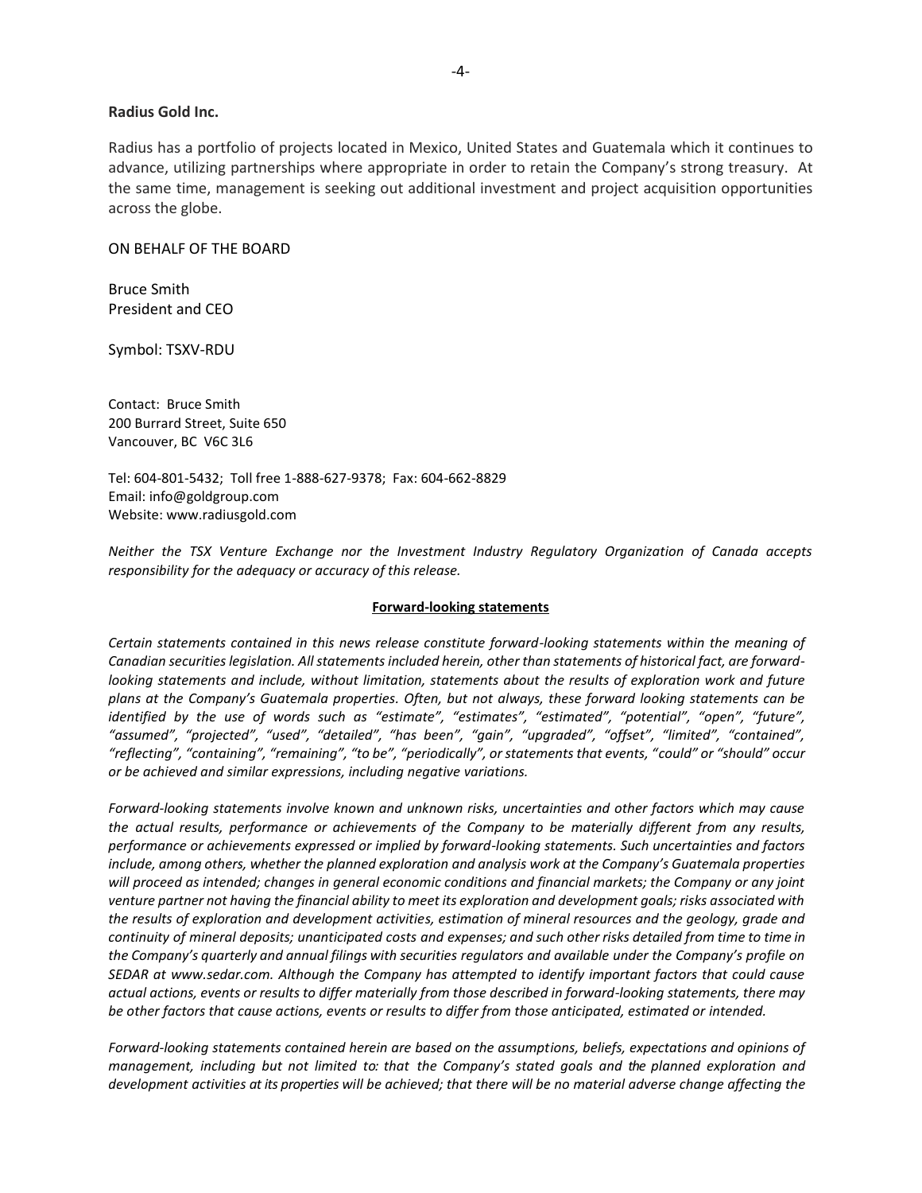**Radius Gold Inc.**

Radius has a portfolio of projects located in Mexico, United States and Guatemala which it continues to advance, utilizing partnerships where appropriate in order to retain the Company's strong treasury. At the same time, management is seeking out additional investment and project acquisition opportunities across the globe.

ON BEHALF OF THE BOARD

Bruce Smith
President and CEO

Symbol: TSXV-RDU

Contact: Bruce Smith
200 Burrard Street, Suite 650
Vancouver, BC V6C 3L6

Tel: 604-801-5432; Toll free 1-888-627-9378; Fax: 604-662-8829
Email: info@goldgroup.com
Website: www.radiusgold.com

*Neither the TSX Venture Exchange nor the Investment Industry Regulatory Organization of Canada accepts responsibility for the adequacy or accuracy of this release.*

**Forward-looking statements**

*Certain statements contained in this news release constitute forward-looking statements within the meaning of Canadian securities legislation. All statements included herein, other than statements of historical fact, are forward-looking statements and include, without limitation, statements about the results of exploration work and future plans at the Company's Guatemala properties. Often, but not always, these forward looking statements can be identified by the use of words such as "estimate", "estimates", "estimated", "potential", "open", "future", "assumed", "projected", "used", "detailed", "has been", "gain", "upgraded", "offset", "limited", "contained", "reflecting", "containing", "remaining", "to be", "periodically", or statements that events, "could" or "should" occur or be achieved and similar expressions, including negative variations.*

*Forward-looking statements involve known and unknown risks, uncertainties and other factors which may cause the actual results, performance or achievements of the Company to be materially different from any results, performance or achievements expressed or implied by forward-looking statements. Such uncertainties and factors include, among others, whether the planned exploration and analysis work at the Company's Guatemala properties will proceed as intended; changes in general economic conditions and financial markets; the Company or any joint venture partner not having the financial ability to meet its exploration and development goals; risks associated with the results of exploration and development activities, estimation of mineral resources and the geology, grade and continuity of mineral deposits; unanticipated costs and expenses; and such other risks detailed from time to time in the Company's quarterly and annual filings with securities regulators and available under the Company's profile on SEDAR at www.sedar.com. Although the Company has attempted to identify important factors that could cause actual actions, events or results to differ materially from those described in forward-looking statements, there may be other factors that cause actions, events or results to differ from those anticipated, estimated or intended.*

*Forward-looking statements contained herein are based on the assumptions, beliefs, expectations and opinions of management, including but not limited to: that the Company's stated goals and the planned exploration and development activities at its properties will be achieved; that there will be no material adverse change affecting the*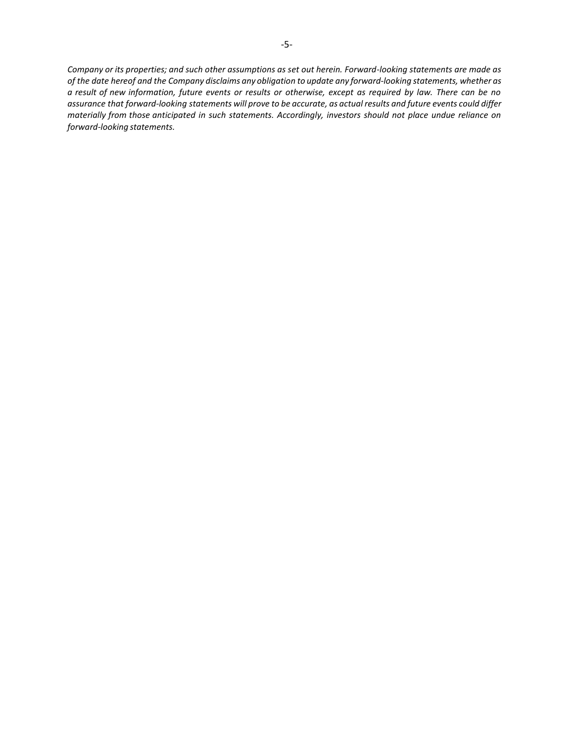*Company or its properties; and such other assumptions as set out herein. Forward-looking statements are made as of the date hereof and the Company disclaims any obligation to update any forward-looking statements, whether as a result of new information, future events or results or otherwise, except as required by law. There can be no assurance that forward-looking statements will prove to be accurate, as actual results and future events could differ materially from those anticipated in such statements. Accordingly, investors should not place undue reliance on forward-looking statements.*